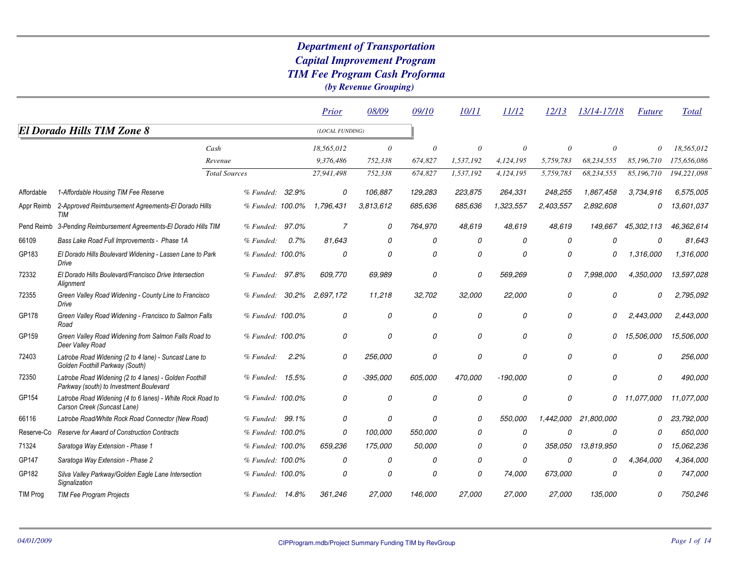# Department of Transportation
## Capital Improvement Program
## TIM Fee Program Cash Proforma
*(by Revenue Grouping)*

### El Dorado Hills TIM Zone 8

(LOCAL FUNDING)

| | | | Prior | 08/09 | 09/10 | 10/11 | 11/12 | 12/13 | 13/14-17/18 | Future | Total |
|---|---|---|---|---|---|---|---|---|---|---|---|
| | Cash | | 18,565,012 | 0 | 0 | 0 | 0 | 0 | 0 | 0 | 18,565,012 |
| | Revenue | | 9,376,486 | 752,338 | 674,827 | 1,537,192 | 4,124,195 | 5,759,783 | 68,234,555 | 85,196,710 | 175,656,086 |
| | Total Sources | | 27,941,498 | 752,338 | 674,827 | 1,537,192 | 4,124,195 | 5,759,783 | 68,234,555 | 85,196,710 | 194,221,098 |
| Affordable | 1-Affordable Housing TIM Fee Reserve | % Funded: 32.9% | 0 | 106,887 | 129,283 | 223,875 | 264,331 | 248,255 | 1,867,458 | 3,734,916 | 6,575,005 |
| Appr Reimb | 2-Approved Reimbursement Agreements-El Dorado Hills TIM | % Funded: 100.0% | 1,796,431 | 3,813,612 | 685,636 | 685,636 | 1,323,557 | 2,403,557 | 2,892,608 | 0 | 13,601,037 |
| Pend Reimb | 3-Pending Reimbursement Agreements-El Dorado Hills TIM | % Funded: 97.0% | 7 | 0 | 764,970 | 48,619 | 48,619 | 48,619 | 149,667 | 45,302,113 | 46,362,614 |
| 66109 | Bass Lake Road Full Improvements - Phase 1A | % Funded: 0.7% | 81,643 | 0 | 0 | 0 | 0 | 0 | 0 | 0 | 81,643 |
| GP183 | El Dorado Hills Boulevard Widening - Lassen Lane to Park Drive | % Funded: 100.0% | 0 | 0 | 0 | 0 | 0 | 0 | 0 | 1,316,000 | 1,316,000 |
| 72332 | El Dorado Hills Boulevard/Francisco Drive Intersection Alignment | % Funded: 97.8% | 609,770 | 69,989 | 0 | 0 | 569,269 | 0 | 7,998,000 | 4,350,000 | 13,597,028 |
| 72355 | Green Valley Road Widening - County Line to Francisco Drive | % Funded: 30.2% | 2,697,172 | 11,218 | 32,702 | 32,000 | 22,000 | 0 | 0 | 0 | 2,795,092 |
| GP178 | Green Valley Road Widening - Francisco to Salmon Falls Road | % Funded: 100.0% | 0 | 0 | 0 | 0 | 0 | 0 | 0 | 2,443,000 | 2,443,000 |
| GP159 | Green Valley Road Widening from Salmon Falls Road to Deer Valley Road | % Funded: 100.0% | 0 | 0 | 0 | 0 | 0 | 0 | 0 | 15,506,000 | 15,506,000 |
| 72403 | Latrobe Road Widening (2 to 4 lane) - Suncast Lane to Golden Foothill Parkway (South) | % Funded: 2.2% | 0 | 256,000 | 0 | 0 | 0 | 0 | 0 | 0 | 256,000 |
| 72350 | Latrobe Road Widening (2 to 4 lanes) - Golden Foothill Parkway (south) to Investment Boulevard | % Funded: 15.5% | 0 | -395,000 | 605,000 | 470,000 | -190,000 | 0 | 0 | 0 | 490,000 |
| GP154 | Latrobe Road Widening (4 to 6 lanes) - White Rock Road to Carson Creek (Suncast Lane) | % Funded: 100.0% | 0 | 0 | 0 | 0 | 0 | 0 | 0 | 11,077,000 | 11,077,000 |
| 66116 | Latrobe Road/White Rock Road Connector (New Road) | % Funded: 99.1% | 0 | 0 | 0 | 0 | 550,000 | 1,442,000 | 21,800,000 | 0 | 23,792,000 |
| Reserve-Co | Reserve for Award of Construction Contracts | % Funded: 100.0% | 0 | 100,000 | 550,000 | 0 | 0 | 0 | 0 | 0 | 650,000 |
| 71324 | Saratoga Way Extension - Phase 1 | % Funded: 100.0% | 659,236 | 175,000 | 50,000 | 0 | 0 | 358,050 | 13,819,950 | 0 | 15,062,236 |
| GP147 | Saratoga Way Extension - Phase 2 | % Funded: 100.0% | 0 | 0 | 0 | 0 | 0 | 0 | 0 | 4,364,000 | 4,364,000 |
| GP182 | Silva Valley Parkway/Golden Eagle Lane Intersection Signalization | % Funded: 100.0% | 0 | 0 | 0 | 0 | 74,000 | 673,000 | 0 | 0 | 747,000 |
| TIM Prog | TIM Fee Program Projects | % Funded: 14.8% | 361,246 | 27,000 | 146,000 | 27,000 | 27,000 | 27,000 | 135,000 | 0 | 750,246 |

04/01/2009 CIPProgram.mdb/Project Summary Funding TIM by RevGroup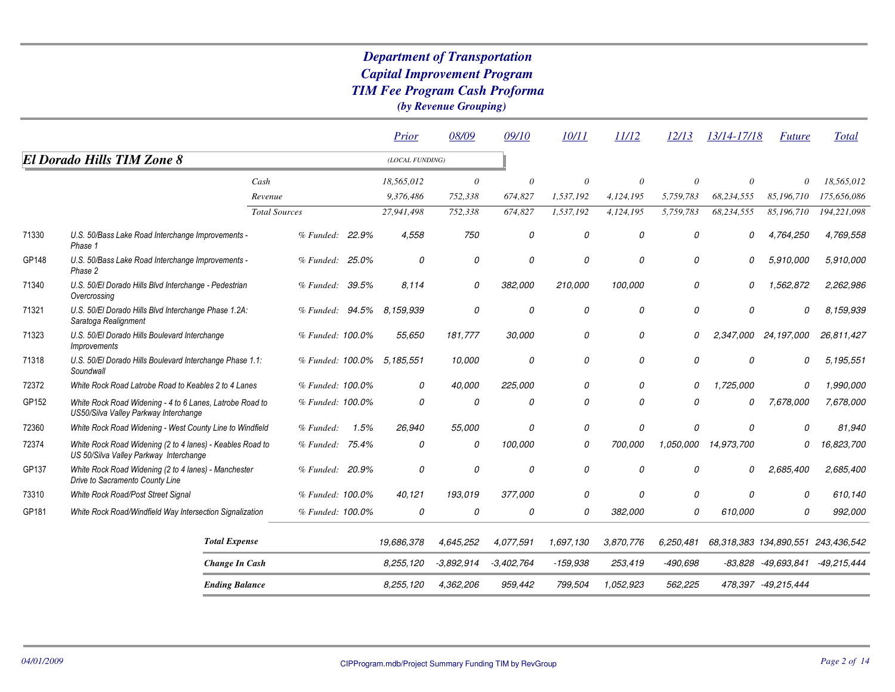# Department of Transportation
## Capital Improvement Program
## TIM Fee Program Cash Proforma
### (by Revenue Grouping)

| | | | | Prior | 08/09 | 09/10 | 10/11 | 11/12 | 12/13 | 13/14-17/18 | Future | Total |
|---|---|---|---|---|---|---|---|---|---|---|---|---|
| **El Dorado Hills TIM Zone 8** | | | | (LOCAL FUNDING) | | | | | | | | |
| | | Cash | | 18,565,012 | 0 | 0 | 0 | 0 | 0 | 0 | 0 | 18,565,012 |
| | | Revenue | | 9,376,486 | 752,338 | 674,827 | 1,537,192 | 4,124,195 | 5,759,783 | 68,234,555 | 85,196,710 | 175,656,086 |
| | | Total Sources | | 27,941,498 | 752,338 | 674,827 | 1,537,192 | 4,124,195 | 5,759,783 | 68,234,555 | 85,196,710 | 194,221,098 |
| 71330 | U.S. 50/Bass Lake Road Interchange Improvements - Phase 1 | % Funded: | 22.9% | 4,558 | 750 | 0 | 0 | 0 | 0 | 0 | 4,764,250 | 4,769,558 |
| GP148 | U.S. 50/Bass Lake Road Interchange Improvements - Phase 2 | % Funded: | 25.0% | 0 | 0 | 0 | 0 | 0 | 0 | 0 | 5,910,000 | 5,910,000 |
| 71340 | U.S. 50/El Dorado Hills Blvd Interchange - Pedestrian Overcrossing | % Funded: | 39.5% | 8,114 | 0 | 382,000 | 210,000 | 100,000 | 0 | 0 | 1,562,872 | 2,262,986 |
| 71321 | U.S. 50/El Dorado Hills Blvd Interchange Phase 1.2A: Saratoga Realignment | % Funded: | 94.5% | 8,159,939 | 0 | 0 | 0 | 0 | 0 | 0 | 0 | 8,159,939 |
| 71323 | U.S. 50/El Dorado Hills Boulevard Interchange Improvements | % Funded: | 100.0% | 55,650 | 181,777 | 30,000 | 0 | 0 | 0 | 2,347,000 | 24,197,000 | 26,811,427 |
| 71318 | U.S. 50/El Dorado Hills Boulevard Interchange Phase 1.1: Soundwall | % Funded: | 100.0% | 5,185,551 | 10,000 | 0 | 0 | 0 | 0 | 0 | 0 | 5,195,551 |
| 72372 | White Rock Road Latrobe Road to Keables 2 to 4 Lanes | % Funded: | 100.0% | 0 | 40,000 | 225,000 | 0 | 0 | 0 | 1,725,000 | 0 | 1,990,000 |
| GP152 | White Rock Road Widening - 4 to 6 Lanes, Latrobe Road to US50/Silva Valley Parkway Interchange | % Funded: | 100.0% | 0 | 0 | 0 | 0 | 0 | 0 | 0 | 7,678,000 | 7,678,000 |
| 72360 | White Rock Road Widening - West County Line to Windfield | % Funded: | 1.5% | 26,940 | 55,000 | 0 | 0 | 0 | 0 | 0 | 0 | 81,940 |
| 72374 | White Rock Road Widening (2 to 4 lanes) - Keables Road to US 50/Silva Valley Parkway Interchange | % Funded: | 75.4% | 0 | 0 | 100,000 | 0 | 700,000 | 1,050,000 | 14,973,700 | 0 | 16,823,700 |
| GP137 | White Rock Road Widening (2 to 4 lanes) - Manchester Drive to Sacramento County Line | % Funded: | 20.9% | 0 | 0 | 0 | 0 | 0 | 0 | 0 | 2,685,400 | 2,685,400 |
| 73310 | White Rock Road/Post Street Signal | % Funded: | 100.0% | 40,121 | 193,019 | 377,000 | 0 | 0 | 0 | 0 | 0 | 610,140 |
| GP181 | White Rock Road/Windfield Way Intersection Signalization | % Funded: | 100.0% | 0 | 0 | 0 | 0 | 382,000 | 0 | 610,000 | 0 | 992,000 |
| | **Total Expense** | | | 19,686,378 | 4,645,252 | 4,077,591 | 1,697,130 | 3,870,776 | 6,250,481 | 68,318,383 | 134,890,551 | 243,436,542 |
| | **Change In Cash** | | | 8,255,120 | -3,892,914 | -3,402,764 | -159,938 | 253,419 | -490,698 | -83,828 | -49,693,841 | -49,215,444 |
| | **Ending Balance** | | | 8,255,120 | 4,362,206 | 959,442 | 799,504 | 1,052,923 | 562,225 | 478,397 | -49,215,444 | |

04/01/2009 CIPProgram.mdb/Project Summary Funding TIM by RevGroup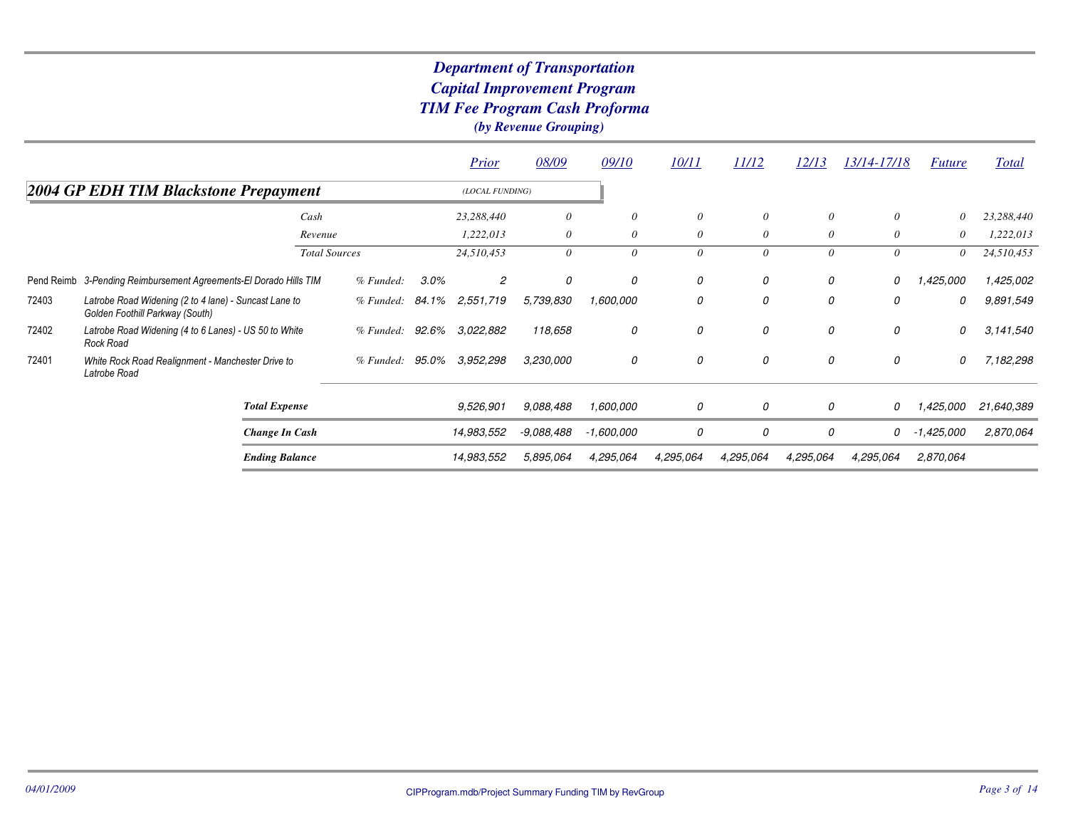# Department of Transportation
## Capital Improvement Program
## TIM Fee Program Cash Proforma
### *(by Revenue Grouping)*

## 2004 GP EDH TIM Blackstone Prepayment

*(LOCAL FUNDING)*

| | | | | Prior | 08/09 | 09/10 | 10/11 | 11/12 | 12/13 | 13/14-17/18 | Future | Total |
|---|---|---|---|---|---|---|---|---|---|---|---|---|
| | Cash | | | 23,288,440 | 0 | 0 | 0 | 0 | 0 | 0 | 0 | 23,288,440 |
| | Revenue | | | 1,222,013 | 0 | 0 | 0 | 0 | 0 | 0 | 0 | 1,222,013 |
| | Total Sources | | | 24,510,453 | 0 | 0 | 0 | 0 | 0 | 0 | 0 | 24,510,453 |
| Pend Reimb | 3-Pending Reimbursement Agreements-El Dorado Hills TIM | % Funded: | 3.0% | 2 | 0 | 0 | 0 | 0 | 0 | 0 | 1,425,000 | 1,425,002 |
| 72403 | Latrobe Road Widening (2 to 4 lane) - Suncast Lane to Golden Foothill Parkway (South) | % Funded: | 84.1% | 2,551,719 | 5,739,830 | 1,600,000 | 0 | 0 | 0 | 0 | 0 | 9,891,549 |
| 72402 | Latrobe Road Widening (4 to 6 Lanes) - US 50 to White Rock Road | % Funded: | 92.6% | 3,022,882 | 118,658 | 0 | 0 | 0 | 0 | 0 | 0 | 3,141,540 |
| 72401 | White Rock Road Realignment - Manchester Drive to Latrobe Road | % Funded: | 95.0% | 3,952,298 | 3,230,000 | 0 | 0 | 0 | 0 | 0 | 0 | 7,182,298 |
| | **Total Expense** | | | 9,526,901 | 9,088,488 | 1,600,000 | 0 | 0 | 0 | 0 | 1,425,000 | 21,640,389 |
| | **Change In Cash** | | | 14,983,552 | -9,088,488 | -1,600,000 | 0 | 0 | 0 | 0 | -1,425,000 | 2,870,064 |
| | **Ending Balance** | | | 14,983,552 | 5,895,064 | 4,295,064 | 4,295,064 | 4,295,064 | 4,295,064 | 4,295,064 | 2,870,064 | |

04/01/2009 CIPProgram.mdb/Project Summary Funding TIM by RevGroup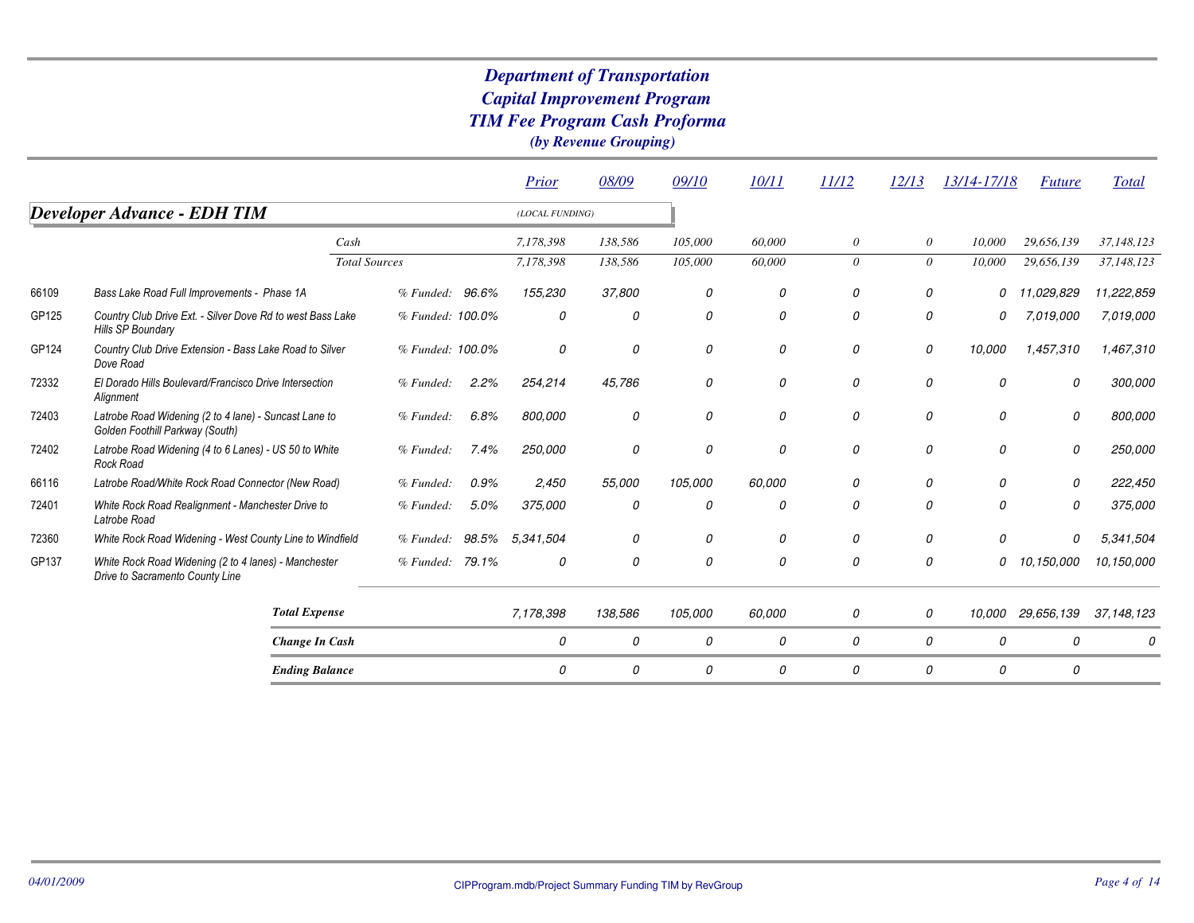# Department of Transportation
## Capital Improvement Program
## TIM Fee Program Cash Proforma
### *(by Revenue Grouping)*

## *Developer Advance - EDH TIM*

*(LOCAL FUNDING)*

| | | | Prior | 08/09 | 09/10 | 10/11 | 11/12 | 12/13 | 13/14-17/18 | Future | Total |
|---|---|---|---|---|---|---|---|---|---|---|---|
| | Cash | | 7,178,398 | 138,586 | 105,000 | 60,000 | 0 | 0 | 10,000 | 29,656,139 | 37,148,123 |
| | Total Sources | | 7,178,398 | 138,586 | 105,000 | 60,000 | 0 | 0 | 10,000 | 29,656,139 | 37,148,123 |
| 66109 | Bass Lake Road Full Improvements - Phase 1A | % Funded: 96.6% | 155,230 | 37,800 | 0 | 0 | 0 | 0 | 0 | 11,029,829 | 11,222,859 |
| GP125 | Country Club Drive Ext. - Silver Dove Rd to west Bass Lake Hills SP Boundary | % Funded: 100.0% | 0 | 0 | 0 | 0 | 0 | 0 | 0 | 7,019,000 | 7,019,000 |
| GP124 | Country Club Drive Extension - Bass Lake Road to Silver Dove Road | % Funded: 100.0% | 0 | 0 | 0 | 0 | 0 | 0 | 10,000 | 1,457,310 | 1,467,310 |
| 72332 | El Dorado Hills Boulevard/Francisco Drive Intersection Alignment | % Funded: 2.2% | 254,214 | 45,786 | 0 | 0 | 0 | 0 | 0 | 0 | 300,000 |
| 72403 | Latrobe Road Widening (2 to 4 lane) - Suncast Lane to Golden Foothill Parkway (South) | % Funded: 6.8% | 800,000 | 0 | 0 | 0 | 0 | 0 | 0 | 0 | 800,000 |
| 72402 | Latrobe Road Widening (4 to 6 Lanes) - US 50 to White Rock Road | % Funded: 7.4% | 250,000 | 0 | 0 | 0 | 0 | 0 | 0 | 0 | 250,000 |
| 66116 | Latrobe Road/White Rock Road Connector (New Road) | % Funded: 0.9% | 2,450 | 55,000 | 105,000 | 60,000 | 0 | 0 | 0 | 0 | 222,450 |
| 72401 | White Rock Road Realignment - Manchester Drive to Latrobe Road | % Funded: 5.0% | 375,000 | 0 | 0 | 0 | 0 | 0 | 0 | 0 | 375,000 |
| 72360 | White Rock Road Widening - West County Line to Windfield | % Funded: 98.5% | 5,341,504 | 0 | 0 | 0 | 0 | 0 | 0 | 0 | 5,341,504 |
| GP137 | White Rock Road Widening (2 to 4 lanes) - Manchester Drive to Sacramento County Line | % Funded: 79.1% | 0 | 0 | 0 | 0 | 0 | 0 | 0 | 10,150,000 | 10,150,000 |
| | **Total Expense** | | 7,178,398 | 138,586 | 105,000 | 60,000 | 0 | 0 | 10,000 | 29,656,139 | 37,148,123 |
| | **Change In Cash** | | 0 | 0 | 0 | 0 | 0 | 0 | 0 | 0 | 0 |
| | **Ending Balance** | | 0 | 0 | 0 | 0 | 0 | 0 | 0 | 0 | |

*04/01/2009* CIPProgram.mdb/Project Summary Funding TIM by RevGroup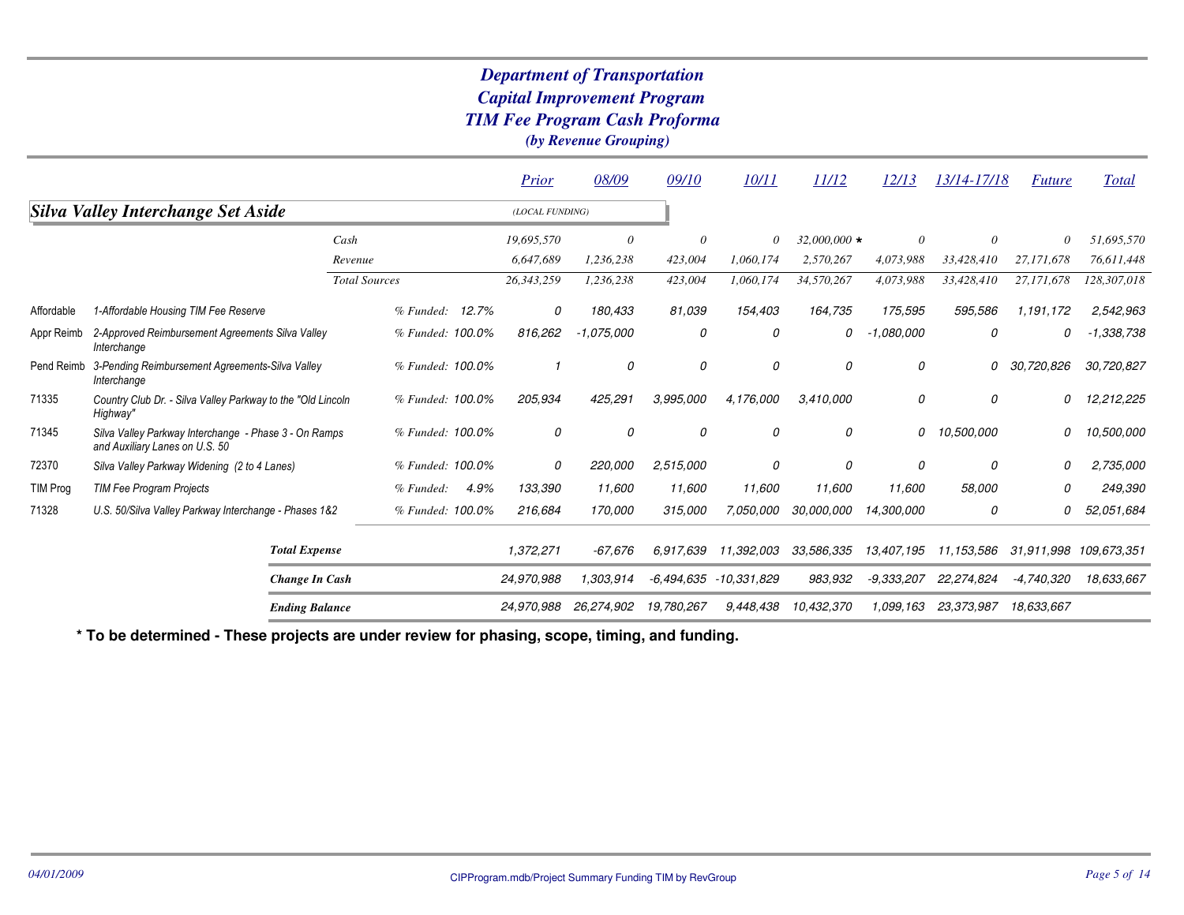# Department of Transportation
## Capital Improvement Program
## TIM Fee Program Cash Proforma
*(by Revenue Grouping)*

### Silva Valley Interchange Set Aside

(LOCAL FUNDING)

| | | | Prior | 08/09 | 09/10 | 10/11 | 11/12 | 12/13 | 13/14-17/18 | Future | Total |
|---|---|---|---|---|---|---|---|---|---|---|---|
| | Cash | | 19,695,570 | 0 | 0 | 0 | 32,000,000 * | 0 | 0 | 0 | 51,695,570 |
| | Revenue | | 6,647,689 | 1,236,238 | 423,004 | 1,060,174 | 2,570,267 | 4,073,988 | 33,428,410 | 27,171,678 | 76,611,448 |
| | Total Sources | | 26,343,259 | 1,236,238 | 423,004 | 1,060,174 | 34,570,267 | 4,073,988 | 33,428,410 | 27,171,678 | 128,307,018 |
| Affordable | 1-Affordable Housing TIM Fee Reserve | % Funded: 12.7% | 0 | 180,433 | 81,039 | 154,403 | 164,735 | 175,595 | 595,586 | 1,191,172 | 2,542,963 |
| Appr Reimb | 2-Approved Reimbursement Agreements Silva Valley Interchange | % Funded: 100.0% | 816,262 | -1,075,000 | 0 | 0 | 0 | -1,080,000 | 0 | 0 | -1,338,738 |
| Pend Reimb | 3-Pending Reimbursement Agreements-Silva Valley Interchange | % Funded: 100.0% | 1 | 0 | 0 | 0 | 0 | 0 | 0 | 30,720,826 | 30,720,827 |
| 71335 | Country Club Dr. - Silva Valley Parkway to the "Old Lincoln Highway" | % Funded: 100.0% | 205,934 | 425,291 | 3,995,000 | 4,176,000 | 3,410,000 | 0 | 0 | 0 | 12,212,225 |
| 71345 | Silva Valley Parkway Interchange - Phase 3 - On Ramps and Auxiliary Lanes on U.S. 50 | % Funded: 100.0% | 0 | 0 | 0 | 0 | 0 | 0 | 10,500,000 | 0 | 10,500,000 |
| 72370 | Silva Valley Parkway Widening (2 to 4 Lanes) | % Funded: 100.0% | 0 | 220,000 | 2,515,000 | 0 | 0 | 0 | 0 | 0 | 2,735,000 |
| TIM Prog | TIM Fee Program Projects | % Funded: 4.9% | 133,390 | 11,600 | 11,600 | 11,600 | 11,600 | 11,600 | 58,000 | 0 | 249,390 |
| 71328 | U.S. 50/Silva Valley Parkway Interchange - Phases 1&2 | % Funded: 100.0% | 216,684 | 170,000 | 315,000 | 7,050,000 | 30,000,000 | 14,300,000 | 0 | 0 | 52,051,684 |
| | **Total Expense** | | 1,372,271 | -67,676 | 6,917,639 | 11,392,003 | 33,586,335 | 13,407,195 | 11,153,586 | 31,911,998 | 109,673,351 |
| | **Change In Cash** | | 24,970,988 | 1,303,914 | -6,494,635 | -10,331,829 | 983,932 | -9,333,207 | 22,274,824 | -4,740,320 | 18,633,667 |
| | **Ending Balance** | | 24,970,988 | 26,274,902 | 19,780,267 | 9,448,438 | 10,432,370 | 1,099,163 | 23,373,987 | 18,633,667 | |

**\* To be determined - These projects are under review for phasing, scope, timing, and funding.**

04/01/2009 CIPProgram.mdb/Project Summary Funding TIM by RevGroup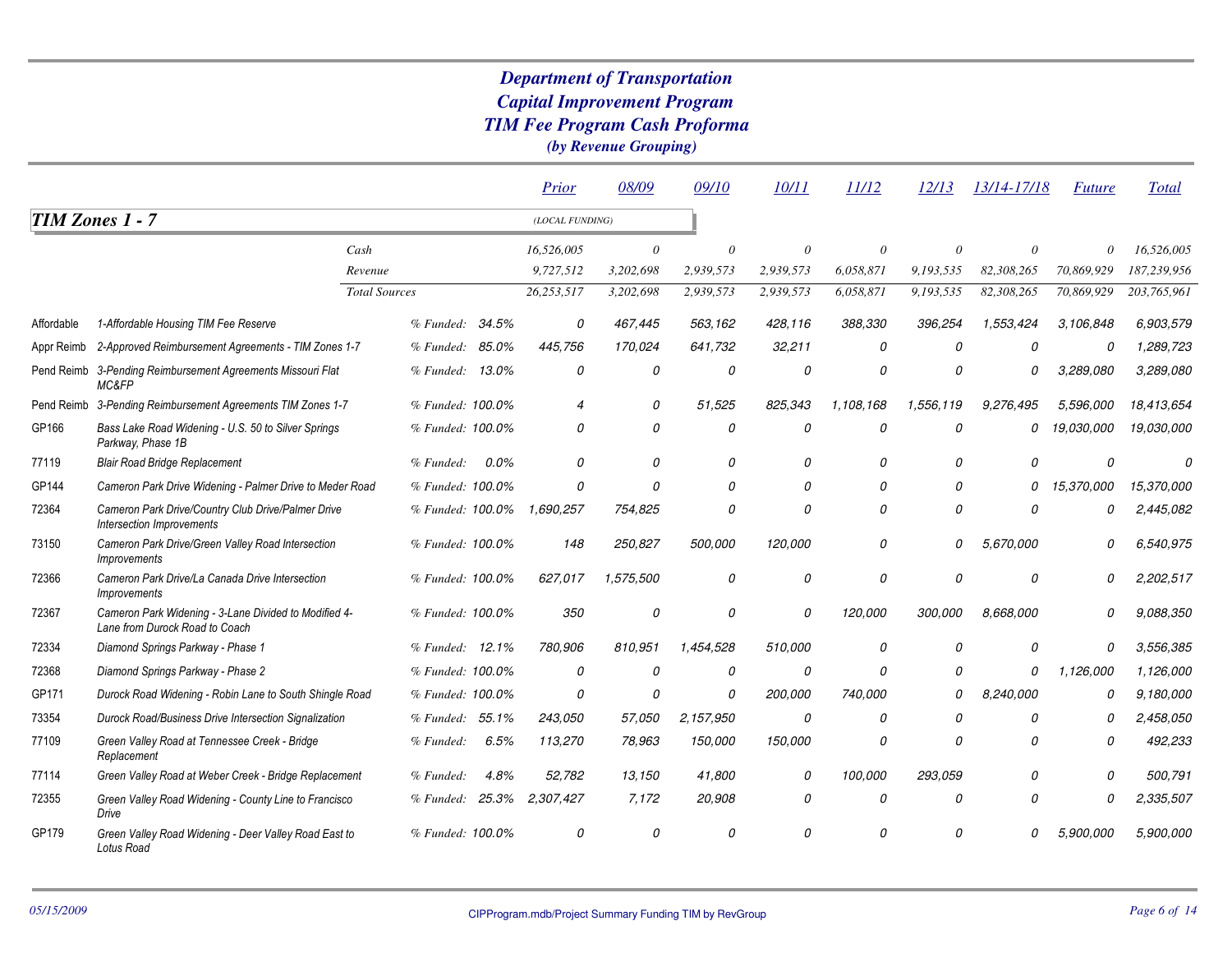# Department of Transportation
## Capital Improvement Program
## TIM Fee Program Cash Proforma
### *(by Revenue Grouping)*

## TIM Zones 1 - 7

| | | | Prior | 08/09 | 09/10 | 10/11 | 11/12 | 12/13 | 13/14-17/18 | Future | Total |
|---|---|---|---|---|---|---|---|---|---|---|---|
| | | | (LOCAL FUNDING) | | | | | | | | |
| | Cash | | 16,526,005 | 0 | 0 | 0 | 0 | 0 | 0 | 0 | 16,526,005 |
| | Revenue | | 9,727,512 | 3,202,698 | 2,939,573 | 2,939,573 | 6,058,871 | 9,193,535 | 82,308,265 | 70,869,929 | 187,239,956 |
| | Total Sources | | 26,253,517 | 3,202,698 | 2,939,573 | 2,939,573 | 6,058,871 | 9,193,535 | 82,308,265 | 70,869,929 | 203,765,961 |
| Affordable | 1-Affordable Housing TIM Fee Reserve | % Funded: 34.5% | 0 | 467,445 | 563,162 | 428,116 | 388,330 | 396,254 | 1,553,424 | 3,106,848 | 6,903,579 |
| Appr Reimb | 2-Approved Reimbursement Agreements - TIM Zones 1-7 | % Funded: 85.0% | 445,756 | 170,024 | 641,732 | 32,211 | 0 | 0 | 0 | 0 | 1,289,723 |
| Pend Reimb | 3-Pending Reimbursement Agreements Missouri Flat MC&FP | % Funded: 13.0% | 0 | 0 | 0 | 0 | 0 | 0 | 0 | 3,289,080 | 3,289,080 |
| Pend Reimb | 3-Pending Reimbursement Agreements TIM Zones 1-7 | % Funded: 100.0% | 4 | 0 | 51,525 | 825,343 | 1,108,168 | 1,556,119 | 9,276,495 | 5,596,000 | 18,413,654 |
| GP166 | Bass Lake Road Widening - U.S. 50 to Silver Springs Parkway, Phase 1B | % Funded: 100.0% | 0 | 0 | 0 | 0 | 0 | 0 | 0 | 19,030,000 | 19,030,000 |
| 77119 | Blair Road Bridge Replacement | % Funded: 0.0% | 0 | 0 | 0 | 0 | 0 | 0 | 0 | 0 | 0 |
| GP144 | Cameron Park Drive Widening - Palmer Drive to Meder Road | % Funded: 100.0% | 0 | 0 | 0 | 0 | 0 | 0 | 0 | 15,370,000 | 15,370,000 |
| 72364 | Cameron Park Drive/Country Club Drive/Palmer Drive Intersection Improvements | % Funded: 100.0% | 1,690,257 | 754,825 | 0 | 0 | 0 | 0 | 0 | 0 | 2,445,082 |
| 73150 | Cameron Park Drive/Green Valley Road Intersection Improvements | % Funded: 100.0% | 148 | 250,827 | 500,000 | 120,000 | 0 | 0 | 5,670,000 | 0 | 6,540,975 |
| 72366 | Cameron Park Drive/La Canada Drive Intersection Improvements | % Funded: 100.0% | 627,017 | 1,575,500 | 0 | 0 | 0 | 0 | 0 | 0 | 2,202,517 |
| 72367 | Cameron Park Widening - 3-Lane Divided to Modified 4-Lane from Durock Road to Coach | % Funded: 100.0% | 350 | 0 | 0 | 0 | 120,000 | 300,000 | 8,668,000 | 0 | 9,088,350 |
| 72334 | Diamond Springs Parkway - Phase 1 | % Funded: 12.1% | 780,906 | 810,951 | 1,454,528 | 510,000 | 0 | 0 | 0 | 0 | 3,556,385 |
| 72368 | Diamond Springs Parkway - Phase 2 | % Funded: 100.0% | 0 | 0 | 0 | 0 | 0 | 0 | 0 | 1,126,000 | 1,126,000 |
| GP171 | Durock Road Widening - Robin Lane to South Shingle Road | % Funded: 100.0% | 0 | 0 | 0 | 200,000 | 740,000 | 0 | 8,240,000 | 0 | 9,180,000 |
| 73354 | Durock Road/Business Drive Intersection Signalization | % Funded: 55.1% | 243,050 | 57,050 | 2,157,950 | 0 | 0 | 0 | 0 | 0 | 2,458,050 |
| 77109 | Green Valley Road at Tennessee Creek - Bridge Replacement | % Funded: 6.5% | 113,270 | 78,963 | 150,000 | 150,000 | 0 | 0 | 0 | 0 | 492,233 |
| 77114 | Green Valley Road at Weber Creek - Bridge Replacement | % Funded: 4.8% | 52,782 | 13,150 | 41,800 | 0 | 100,000 | 293,059 | 0 | 0 | 500,791 |
| 72355 | Green Valley Road Widening - County Line to Francisco Drive | % Funded: 25.3% | 2,307,427 | 7,172 | 20,908 | 0 | 0 | 0 | 0 | 0 | 2,335,507 |
| GP179 | Green Valley Road Widening - Deer Valley Road East to Lotus Road | % Funded: 100.0% | 0 | 0 | 0 | 0 | 0 | 0 | 0 | 5,900,000 | 5,900,000 |

05/15/2009 CIPProgram.mdb/Project Summary Funding TIM by RevGroup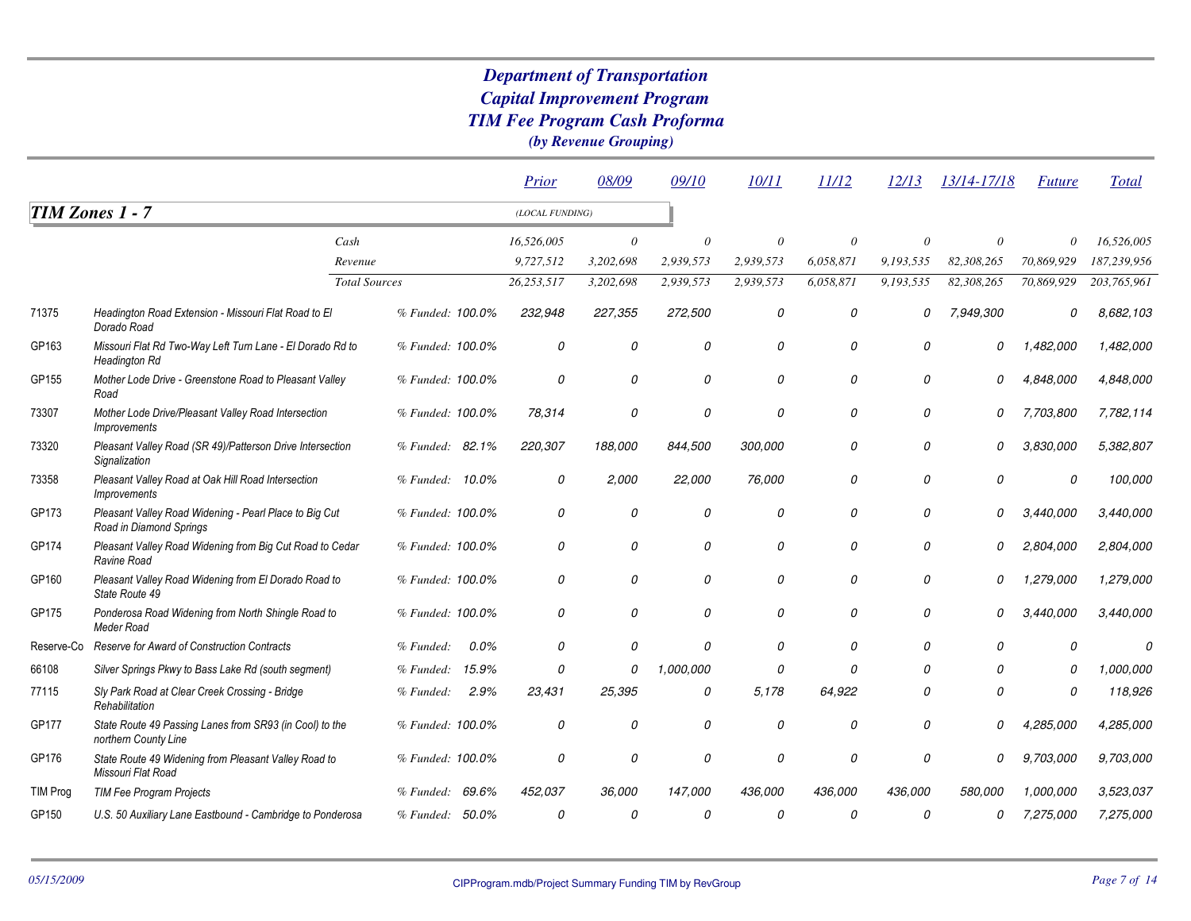# *Department of Transportation*
# *Capital Improvement Program*
# *TIM Fee Program Cash Proforma*
### *(by Revenue Grouping)*

## *TIM Zones 1 - 7*

*(LOCAL FUNDING)*

| | | | Prior | 08/09 | 09/10 | 10/11 | 11/12 | 12/13 | 13/14-17/18 | Future | Total |
|---|---|---|---|---|---|---|---|---|---|---|---|
| | | Cash | 16,526,005 | 0 | 0 | 0 | 0 | 0 | 0 | 0 | 16,526,005 |
| | | Revenue | 9,727,512 | 3,202,698 | 2,939,573 | 2,939,573 | 6,058,871 | 9,193,535 | 82,308,265 | 70,869,929 | 187,239,956 |
| | | Total Sources | 26,253,517 | 3,202,698 | 2,939,573 | 2,939,573 | 6,058,871 | 9,193,535 | 82,308,265 | 70,869,929 | 203,765,961 |
| 71375 | Headington Road Extension - Missouri Flat Road to El Dorado Road | % Funded: 100.0% | 232,948 | 227,355 | 272,500 | 0 | 0 | 0 | 7,949,300 | 0 | 8,682,103 |
| GP163 | Missouri Flat Rd Two-Way Left Turn Lane - El Dorado Rd to Headington Rd | % Funded: 100.0% | 0 | 0 | 0 | 0 | 0 | 0 | 0 | 1,482,000 | 1,482,000 |
| GP155 | Mother Lode Drive - Greenstone Road to Pleasant Valley Road | % Funded: 100.0% | 0 | 0 | 0 | 0 | 0 | 0 | 0 | 4,848,000 | 4,848,000 |
| 73307 | Mother Lode Drive/Pleasant Valley Road Intersection Improvements | % Funded: 100.0% | 78,314 | 0 | 0 | 0 | 0 | 0 | 0 | 7,703,800 | 7,782,114 |
| 73320 | Pleasant Valley Road (SR 49)/Patterson Drive Intersection Signalization | % Funded: 82.1% | 220,307 | 188,000 | 844,500 | 300,000 | 0 | 0 | 0 | 3,830,000 | 5,382,807 |
| 73358 | Pleasant Valley Road at Oak Hill Road Intersection Improvements | % Funded: 10.0% | 0 | 2,000 | 22,000 | 76,000 | 0 | 0 | 0 | 0 | 100,000 |
| GP173 | Pleasant Valley Road Widening - Pearl Place to Big Cut Road in Diamond Springs | % Funded: 100.0% | 0 | 0 | 0 | 0 | 0 | 0 | 0 | 3,440,000 | 3,440,000 |
| GP174 | Pleasant Valley Road Widening from Big Cut Road to Cedar Ravine Road | % Funded: 100.0% | 0 | 0 | 0 | 0 | 0 | 0 | 0 | 2,804,000 | 2,804,000 |
| GP160 | Pleasant Valley Road Widening from El Dorado Road to State Route 49 | % Funded: 100.0% | 0 | 0 | 0 | 0 | 0 | 0 | 0 | 1,279,000 | 1,279,000 |
| GP175 | Ponderosa Road Widening from North Shingle Road to Meder Road | % Funded: 100.0% | 0 | 0 | 0 | 0 | 0 | 0 | 0 | 3,440,000 | 3,440,000 |
| Reserve-Co | Reserve for Award of Construction Contracts | % Funded: 0.0% | 0 | 0 | 0 | 0 | 0 | 0 | 0 | 0 | 0 |
| 66108 | Silver Springs Pkwy to Bass Lake Rd (south segment) | % Funded: 15.9% | 0 | 0 | 1,000,000 | 0 | 0 | 0 | 0 | 0 | 1,000,000 |
| 77115 | Sly Park Road at Clear Creek Crossing - Bridge Rehabilitation | % Funded: 2.9% | 23,431 | 25,395 | 0 | 5,178 | 64,922 | 0 | 0 | 0 | 118,926 |
| GP177 | State Route 49 Passing Lanes from SR93 (in Cool) to the northern County Line | % Funded: 100.0% | 0 | 0 | 0 | 0 | 0 | 0 | 0 | 4,285,000 | 4,285,000 |
| GP176 | State Route 49 Widening from Pleasant Valley Road to Missouri Flat Road | % Funded: 100.0% | 0 | 0 | 0 | 0 | 0 | 0 | 0 | 9,703,000 | 9,703,000 |
| TIM Prog | TIM Fee Program Projects | % Funded: 69.6% | 452,037 | 36,000 | 147,000 | 436,000 | 436,000 | 436,000 | 580,000 | 1,000,000 | 3,523,037 |
| GP150 | U.S. 50 Auxiliary Lane Eastbound - Cambridge to Ponderosa | % Funded: 50.0% | 0 | 0 | 0 | 0 | 0 | 0 | 0 | 7,275,000 | 7,275,000 |

05/15/2009 CIPProgram.mdb/Project Summary Funding TIM by RevGroup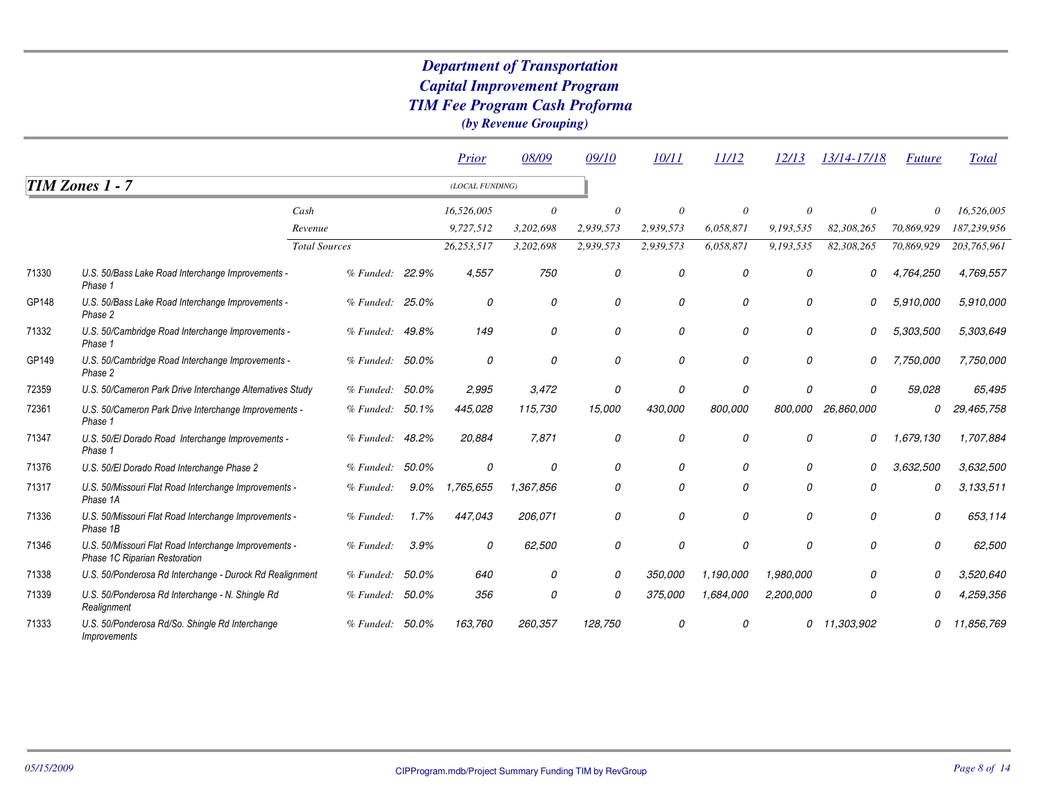# Department of Transportation
## Capital Improvement Program
## TIM Fee Program Cash Proforma
### (by Revenue Grouping)

## TIM Zones 1 - 7

(LOCAL FUNDING)

| | | | | Prior | 08/09 | 09/10 | 10/11 | 11/12 | 12/13 | 13/14-17/18 | Future | Total |
|---|---|---|---|---|---|---|---|---|---|---|---|---|
| | | Cash | | 16,526,005 | 0 | 0 | 0 | 0 | 0 | 0 | 0 | 16,526,005 |
| | | Revenue | | 9,727,512 | 3,202,698 | 2,939,573 | 2,939,573 | 6,058,871 | 9,193,535 | 82,308,265 | 70,869,929 | 187,239,956 |
| | | Total Sources | | 26,253,517 | 3,202,698 | 2,939,573 | 2,939,573 | 6,058,871 | 9,193,535 | 82,308,265 | 70,869,929 | 203,765,961 |
| 71330 | U.S. 50/Bass Lake Road Interchange Improvements - Phase 1 | % Funded: | 22.9% | 4,557 | 750 | 0 | 0 | 0 | 0 | 0 | 4,764,250 | 4,769,557 |
| GP148 | U.S. 50/Bass Lake Road Interchange Improvements - Phase 2 | % Funded: | 25.0% | 0 | 0 | 0 | 0 | 0 | 0 | 0 | 5,910,000 | 5,910,000 |
| 71332 | U.S. 50/Cambridge Road Interchange Improvements - Phase 1 | % Funded: | 49.8% | 149 | 0 | 0 | 0 | 0 | 0 | 0 | 5,303,500 | 5,303,649 |
| GP149 | U.S. 50/Cambridge Road Interchange Improvements - Phase 2 | % Funded: | 50.0% | 0 | 0 | 0 | 0 | 0 | 0 | 0 | 7,750,000 | 7,750,000 |
| 72359 | U.S. 50/Cameron Park Drive Interchange Alternatives Study | % Funded: | 50.0% | 2,995 | 3,472 | 0 | 0 | 0 | 0 | 0 | 59,028 | 65,495 |
| 72361 | U.S. 50/Cameron Park Drive Interchange Improvements - Phase 1 | % Funded: | 50.1% | 445,028 | 115,730 | 15,000 | 430,000 | 800,000 | 800,000 | 26,860,000 | 0 | 29,465,758 |
| 71347 | U.S. 50/El Dorado Road Interchange Improvements - Phase 1 | % Funded: | 48.2% | 20,884 | 7,871 | 0 | 0 | 0 | 0 | 0 | 1,679,130 | 1,707,884 |
| 71376 | U.S. 50/El Dorado Road Interchange Phase 2 | % Funded: | 50.0% | 0 | 0 | 0 | 0 | 0 | 0 | 0 | 3,632,500 | 3,632,500 |
| 71317 | U.S. 50/Missouri Flat Road Interchange Improvements - Phase 1A | % Funded: | 9.0% | 1,765,655 | 1,367,856 | 0 | 0 | 0 | 0 | 0 | 0 | 3,133,511 |
| 71336 | U.S. 50/Missouri Flat Road Interchange Improvements - Phase 1B | % Funded: | 1.7% | 447,043 | 206,071 | 0 | 0 | 0 | 0 | 0 | 0 | 653,114 |
| 71346 | U.S. 50/Missouri Flat Road Interchange Improvements - Phase 1C Riparian Restoration | % Funded: | 3.9% | 0 | 62,500 | 0 | 0 | 0 | 0 | 0 | 0 | 62,500 |
| 71338 | U.S. 50/Ponderosa Rd Interchange - Durock Rd Realignment | % Funded: | 50.0% | 640 | 0 | 0 | 350,000 | 1,190,000 | 1,980,000 | 0 | 0 | 3,520,640 |
| 71339 | U.S. 50/Ponderosa Rd Interchange - N. Shingle Rd Realignment | % Funded: | 50.0% | 356 | 0 | 0 | 375,000 | 1,684,000 | 2,200,000 | 0 | 0 | 4,259,356 |
| 71333 | U.S. 50/Ponderosa Rd/So. Shingle Rd Interchange Improvements | % Funded: | 50.0% | 163,760 | 260,357 | 128,750 | 0 | 0 | 0 | 11,303,902 | 0 | 11,856,769 |

05/15/2009 CIPProgram.mdb/Project Summary Funding TIM by RevGroup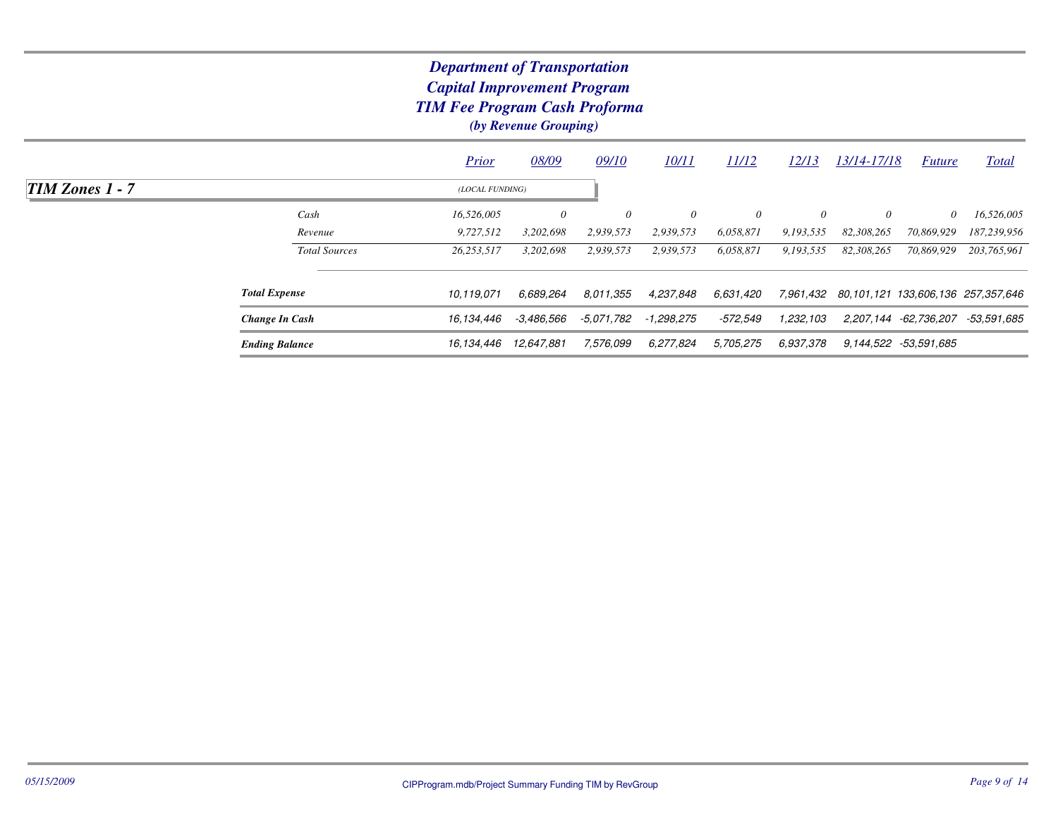# Department of Transportation
## Capital Improvement Program
## TIM Fee Program Cash Proforma
*(by Revenue Grouping)*

## TIM Zones 1 - 7

*(LOCAL FUNDING)*

| | Prior | 08/09 | 09/10 | 10/11 | 11/12 | 12/13 | 13/14-17/18 | Future | Total |
|---|---|---|---|---|---|---|---|---|---|
| Cash | 16,526,005 | 0 | 0 | 0 | 0 | 0 | 0 | 0 | 16,526,005 |
| Revenue | 9,727,512 | 3,202,698 | 2,939,573 | 2,939,573 | 6,058,871 | 9,193,535 | 82,308,265 | 70,869,929 | 187,239,956 |
| Total Sources | 26,253,517 | 3,202,698 | 2,939,573 | 2,939,573 | 6,058,871 | 9,193,535 | 82,308,265 | 70,869,929 | 203,765,961 |
| **Total Expense** | 10,119,071 | 6,689,264 | 8,011,355 | 4,237,848 | 6,631,420 | 7,961,432 | 80,101,121 | 133,606,136 | 257,357,646 |
| **Change In Cash** | 16,134,446 | -3,486,566 | -5,071,782 | -1,298,275 | -572,549 | 1,232,103 | 2,207,144 | -62,736,207 | -53,591,685 |
| **Ending Balance** | 16,134,446 | 12,647,881 | 7,576,099 | 6,277,824 | 5,705,275 | 6,937,378 | 9,144,522 | -53,591,685 | |

05/15/2009 CIPProgram.mdb/Project Summary Funding TIM by RevGroup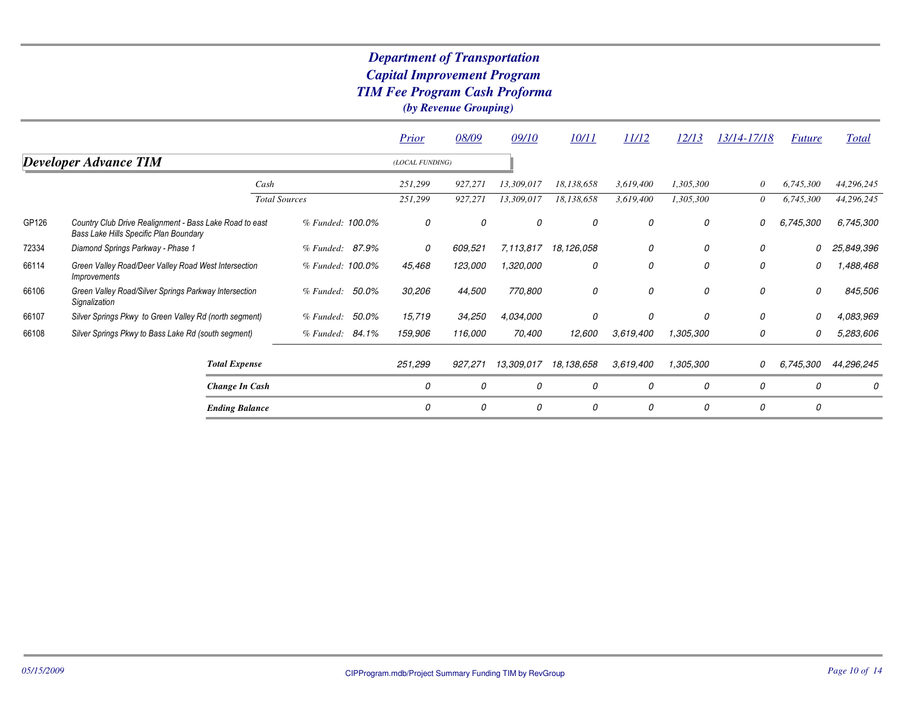# *Department of Transportation*
# *Capital Improvement Program*
# *TIM Fee Program Cash Proforma*
### *(by Revenue Grouping)*

## *Developer Advance TIM*

*(LOCAL FUNDING)*

| | | | Prior | 08/09 | 09/10 | 10/11 | 11/12 | 12/13 | 13/14-17/18 | Future | Total |
|---|---|---|---|---|---|---|---|---|---|---|---|
| | *Cash* | | 251,299 | 927,271 | 13,309,017 | 18,138,658 | 3,619,400 | 1,305,300 | 0 | 6,745,300 | 44,296,245 |
| | *Total Sources* | | 251,299 | 927,271 | 13,309,017 | 18,138,658 | 3,619,400 | 1,305,300 | 0 | 6,745,300 | 44,296,245 |
| GP126 | Country Club Drive Realignment - Bass Lake Road to east Bass Lake Hills Specific Plan Boundary | % Funded: 100.0% | 0 | 0 | 0 | 0 | 0 | 0 | 0 | 6,745,300 | 6,745,300 |
| 72334 | Diamond Springs Parkway - Phase 1 | % Funded: 87.9% | 0 | 609,521 | 7,113,817 | 18,126,058 | 0 | 0 | 0 | 0 | 25,849,396 |
| 66114 | Green Valley Road/Deer Valley Road West Intersection Improvements | % Funded: 100.0% | 45,468 | 123,000 | 1,320,000 | 0 | 0 | 0 | 0 | 0 | 1,488,468 |
| 66106 | Green Valley Road/Silver Springs Parkway Intersection Signalization | % Funded: 50.0% | 30,206 | 44,500 | 770,800 | 0 | 0 | 0 | 0 | 0 | 845,506 |
| 66107 | Silver Springs Pkwy to Green Valley Rd (north segment) | % Funded: 50.0% | 15,719 | 34,250 | 4,034,000 | 0 | 0 | 0 | 0 | 0 | 4,083,969 |
| 66108 | Silver Springs Pkwy to Bass Lake Rd (south segment) | % Funded: 84.1% | 159,906 | 116,000 | 70,400 | 12,600 | 3,619,400 | 1,305,300 | 0 | 0 | 5,283,606 |
| | **Total Expense** | | 251,299 | 927,271 | 13,309,017 | 18,138,658 | 3,619,400 | 1,305,300 | 0 | 6,745,300 | 44,296,245 |
| | **Change In Cash** | | 0 | 0 | 0 | 0 | 0 | 0 | 0 | 0 | 0 |
| | **Ending Balance** | | 0 | 0 | 0 | 0 | 0 | 0 | 0 | 0 | |

*05/15/2009*

CIPProgram.mdb/Project Summary Funding TIM by RevGroup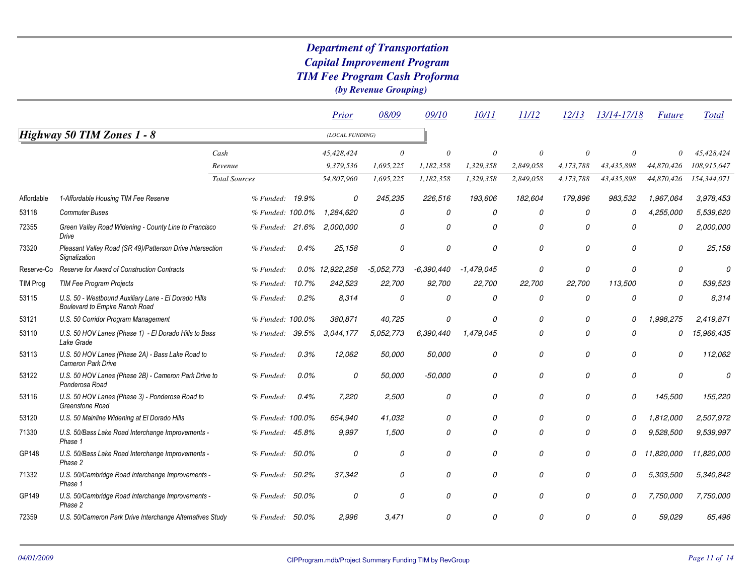# Department of Transportation
## Capital Improvement Program
## TIM Fee Program Cash Proforma
*(by Revenue Grouping)*

### Highway 50 TIM Zones 1 - 8

*(LOCAL FUNDING)*

| | | | Prior | 08/09 | 09/10 | 10/11 | 11/12 | 12/13 | 13/14-17/18 | Future | Total |
|---|---|---|---|---|---|---|---|---|---|---|---|
| | Cash | | 45,428,424 | 0 | 0 | 0 | 0 | 0 | 0 | 0 | 45,428,424 |
| | Revenue | | 9,379,536 | 1,695,225 | 1,182,358 | 1,329,358 | 2,849,058 | 4,173,788 | 43,435,898 | 44,870,426 | 108,915,647 |
| | Total Sources | | 54,807,960 | 1,695,225 | 1,182,358 | 1,329,358 | 2,849,058 | 4,173,788 | 43,435,898 | 44,870,426 | 154,344,071 |
| Affordable | 1-Affordable Housing TIM Fee Reserve | % Funded: 19.9% | 0 | 245,235 | 226,516 | 193,606 | 182,604 | 179,896 | 983,532 | 1,967,064 | 3,978,453 |
| 53118 | Commuter Buses | % Funded: 100.0% | 1,284,620 | 0 | 0 | 0 | 0 | 0 | 0 | 4,255,000 | 5,539,620 |
| 72355 | Green Valley Road Widening - County Line to Francisco Drive | % Funded: 21.6% | 2,000,000 | 0 | 0 | 0 | 0 | 0 | 0 | 0 | 2,000,000 |
| 73320 | Pleasant Valley Road (SR 49)/Patterson Drive Intersection Signalization | % Funded: 0.4% | 25,158 | 0 | 0 | 0 | 0 | 0 | 0 | 0 | 25,158 |
| Reserve-Co | Reserve for Award of Construction Contracts | % Funded: 0.0% | 12,922,258 | -5,052,773 | -6,390,440 | -1,479,045 | 0 | 0 | 0 | 0 | 0 |
| TIM Prog | TIM Fee Program Projects | % Funded: 10.7% | 242,523 | 22,700 | 92,700 | 22,700 | 22,700 | 22,700 | 113,500 | 0 | 539,523 |
| 53115 | U.S. 50 - Westbound Auxiliary Lane - El Dorado Hills Boulevard to Empire Ranch Road | % Funded: 0.2% | 8,314 | 0 | 0 | 0 | 0 | 0 | 0 | 0 | 8,314 |
| 53121 | U.S. 50 Corridor Program Management | % Funded: 100.0% | 380,871 | 40,725 | 0 | 0 | 0 | 0 | 0 | 1,998,275 | 2,419,871 |
| 53110 | U.S. 50 HOV Lanes (Phase 1) - El Dorado Hills to Bass Lake Grade | % Funded: 39.5% | 3,044,177 | 5,052,773 | 6,390,440 | 1,479,045 | 0 | 0 | 0 | 0 | 15,966,435 |
| 53113 | U.S. 50 HOV Lanes (Phase 2A) - Bass Lake Road to Cameron Park Drive | % Funded: 0.3% | 12,062 | 50,000 | 50,000 | 0 | 0 | 0 | 0 | 0 | 112,062 |
| 53122 | U.S. 50 HOV Lanes (Phase 2B) - Cameron Park Drive to Ponderosa Road | % Funded: 0.0% | 0 | 50,000 | -50,000 | 0 | 0 | 0 | 0 | 0 | 0 |
| 53116 | U.S. 50 HOV Lanes (Phase 3) - Ponderosa Road to Greenstone Road | % Funded: 0.4% | 7,220 | 2,500 | 0 | 0 | 0 | 0 | 0 | 145,500 | 155,220 |
| 53120 | U.S. 50 Mainline Widening at El Dorado Hills | % Funded: 100.0% | 654,940 | 41,032 | 0 | 0 | 0 | 0 | 0 | 1,812,000 | 2,507,972 |
| 71330 | U.S. 50/Bass Lake Road Interchange Improvements - Phase 1 | % Funded: 45.8% | 9,997 | 1,500 | 0 | 0 | 0 | 0 | 0 | 9,528,500 | 9,539,997 |
| GP148 | U.S. 50/Bass Lake Road Interchange Improvements - Phase 2 | % Funded: 50.0% | 0 | 0 | 0 | 0 | 0 | 0 | 0 | 11,820,000 | 11,820,000 |
| 71332 | U.S. 50/Cambridge Road Interchange Improvements - Phase 1 | % Funded: 50.2% | 37,342 | 0 | 0 | 0 | 0 | 0 | 0 | 5,303,500 | 5,340,842 |
| GP149 | U.S. 50/Cambridge Road Interchange Improvements - Phase 2 | % Funded: 50.0% | 0 | 0 | 0 | 0 | 0 | 0 | 0 | 7,750,000 | 7,750,000 |
| 72359 | U.S. 50/Cameron Park Drive Interchange Alternatives Study | % Funded: 50.0% | 2,996 | 3,471 | 0 | 0 | 0 | 0 | 0 | 59,029 | 65,496 |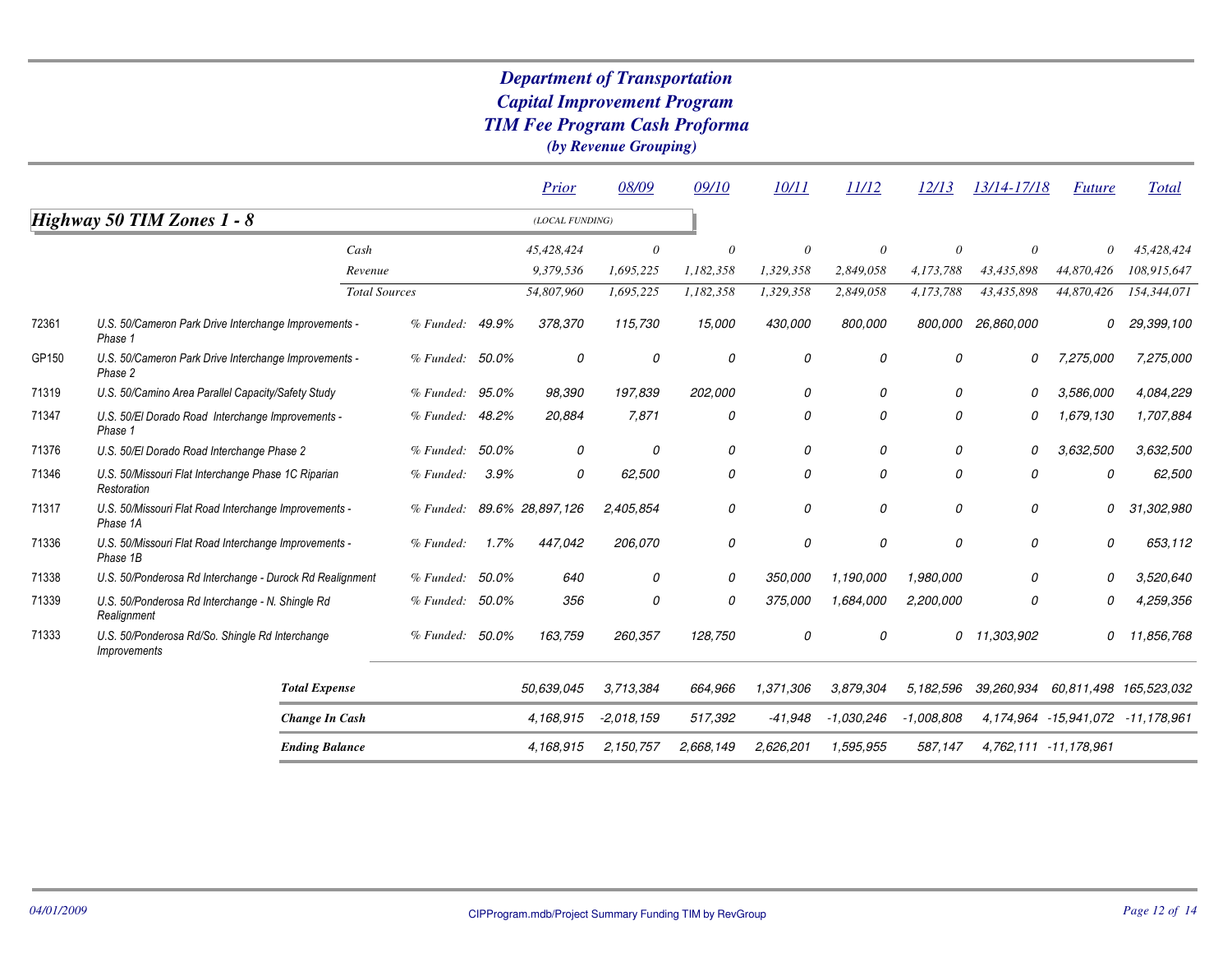# Department of Transportation
## Capital Improvement Program
## TIM Fee Program Cash Proforma
*(by Revenue Grouping)*

### Highway 50 TIM Zones 1 - 8

(LOCAL FUNDING)

| | | | | Prior | 08/09 | 09/10 | 10/11 | 11/12 | 12/13 | 13/14-17/18 | Future | Total |
|---|---|---|---|---|---|---|---|---|---|---|---|---|
| | Cash | | | 45,428,424 | 0 | 0 | 0 | 0 | 0 | 0 | 0 | 45,428,424 |
| | Revenue | | | 9,379,536 | 1,695,225 | 1,182,358 | 1,329,358 | 2,849,058 | 4,173,788 | 43,435,898 | 44,870,426 | 108,915,647 |
| | Total Sources | | | 54,807,960 | 1,695,225 | 1,182,358 | 1,329,358 | 2,849,058 | 4,173,788 | 43,435,898 | 44,870,426 | 154,344,071 |
| 72361 | U.S. 50/Cameron Park Drive Interchange Improvements - Phase 1 | % Funded: | 49.9% | 378,370 | 115,730 | 15,000 | 430,000 | 800,000 | 800,000 | 26,860,000 | 0 | 29,399,100 |
| GP150 | U.S. 50/Cameron Park Drive Interchange Improvements - Phase 2 | % Funded: | 50.0% | 0 | 0 | 0 | 0 | 0 | 0 | 0 | 7,275,000 | 7,275,000 |
| 71319 | U.S. 50/Camino Area Parallel Capacity/Safety Study | % Funded: | 95.0% | 98,390 | 197,839 | 202,000 | 0 | 0 | 0 | 0 | 3,586,000 | 4,084,229 |
| 71347 | U.S. 50/El Dorado Road Interchange Improvements - Phase 1 | % Funded: | 48.2% | 20,884 | 7,871 | 0 | 0 | 0 | 0 | 0 | 1,679,130 | 1,707,884 |
| 71376 | U.S. 50/El Dorado Road Interchange Phase 2 | % Funded: | 50.0% | 0 | 0 | 0 | 0 | 0 | 0 | 0 | 3,632,500 | 3,632,500 |
| 71346 | U.S. 50/Missouri Flat Interchange Phase 1C Riparian Restoration | % Funded: | 3.9% | 0 | 62,500 | 0 | 0 | 0 | 0 | 0 | 0 | 62,500 |
| 71317 | U.S. 50/Missouri Flat Road Interchange Improvements - Phase 1A | % Funded: | 89.6% | 28,897,126 | 2,405,854 | 0 | 0 | 0 | 0 | 0 | 0 | 31,302,980 |
| 71336 | U.S. 50/Missouri Flat Road Interchange Improvements - Phase 1B | % Funded: | 1.7% | 447,042 | 206,070 | 0 | 0 | 0 | 0 | 0 | 0 | 653,112 |
| 71338 | U.S. 50/Ponderosa Rd Interchange - Durock Rd Realignment | % Funded: | 50.0% | 640 | 0 | 0 | 350,000 | 1,190,000 | 1,980,000 | 0 | 0 | 3,520,640 |
| 71339 | U.S. 50/Ponderosa Rd Interchange - N. Shingle Rd Realignment | % Funded: | 50.0% | 356 | 0 | 0 | 375,000 | 1,684,000 | 2,200,000 | 0 | 0 | 4,259,356 |
| 71333 | U.S. 50/Ponderosa Rd/So. Shingle Rd Interchange Improvements | % Funded: | 50.0% | 163,759 | 260,357 | 128,750 | 0 | 0 | 0 | 11,303,902 | 0 | 11,856,768 |
| | **Total Expense** | | | 50,639,045 | 3,713,384 | 664,966 | 1,371,306 | 3,879,304 | 5,182,596 | 39,260,934 | 60,811,498 | 165,523,032 |
| | **Change In Cash** | | | 4,168,915 | -2,018,159 | 517,392 | -41,948 | -1,030,246 | -1,008,808 | 4,174,964 | -15,941,072 | -11,178,961 |
| | **Ending Balance** | | | 4,168,915 | 2,150,757 | 2,668,149 | 2,626,201 | 1,595,955 | 587,147 | 4,762,111 | -11,178,961 | |

04/01/2009 — CIPProgram.mdb/Project Summary Funding TIM by RevGroup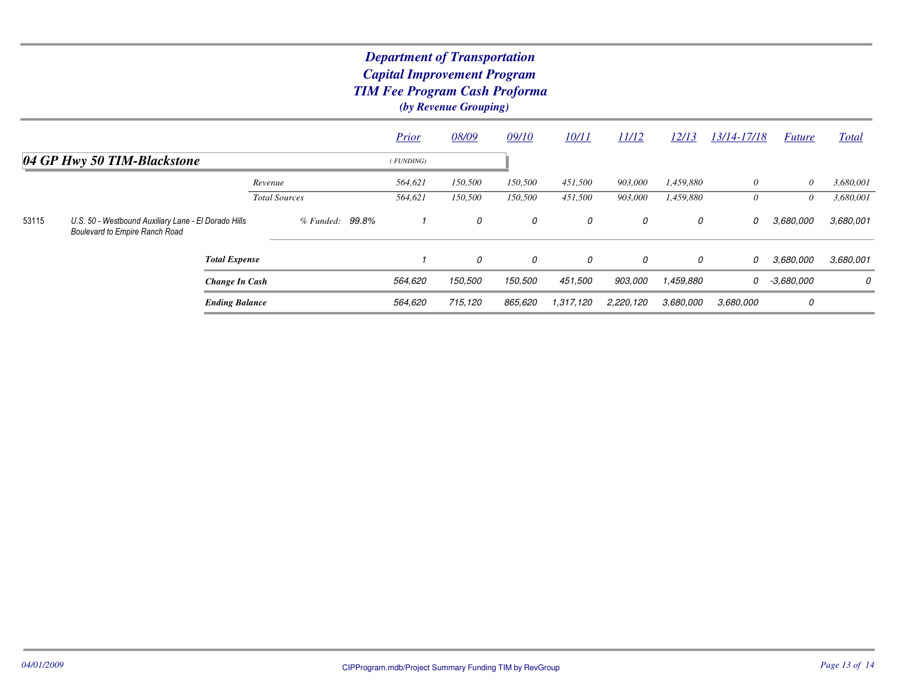# Department of Transportation
## Capital Improvement Program
## TIM Fee Program Cash Proforma
### (by Revenue Grouping)

| | | | Prior | 08/09 | 09/10 | 10/11 | 11/12 | 12/13 | 13/14-17/18 | Future | Total |
|---|---|---|---|---|---|---|---|---|---|---|---|
| **04 GP Hwy 50 TIM-Blackstone** | | | (FUNDING) | | | | | | | | |
| | | Revenue | 564,621 | 150,500 | 150,500 | 451,500 | 903,000 | 1,459,880 | 0 | 0 | 3,680,001 |
| | | Total Sources | 564,621 | 150,500 | 150,500 | 451,500 | 903,000 | 1,459,880 | 0 | 0 | 3,680,001 |
| 53115 | U.S. 50 - Westbound Auxiliary Lane - El Dorado Hills Boulevard to Empire Ranch Road | % Funded: 99.8% | 1 | 0 | 0 | 0 | 0 | 0 | 0 | 3,680,000 | 3,680,001 |
| | **Total Expense** | | 1 | 0 | 0 | 0 | 0 | 0 | 0 | 3,680,000 | 3,680,001 |
| | **Change In Cash** | | 564,620 | 150,500 | 150,500 | 451,500 | 903,000 | 1,459,880 | 0 | -3,680,000 | 0 |
| | **Ending Balance** | | 564,620 | 715,120 | 865,620 | 1,317,120 | 2,220,120 | 3,680,000 | 3,680,000 | 0 | |

04/01/2009 CIPProgram.mdb/Project Summary Funding TIM by RevGroup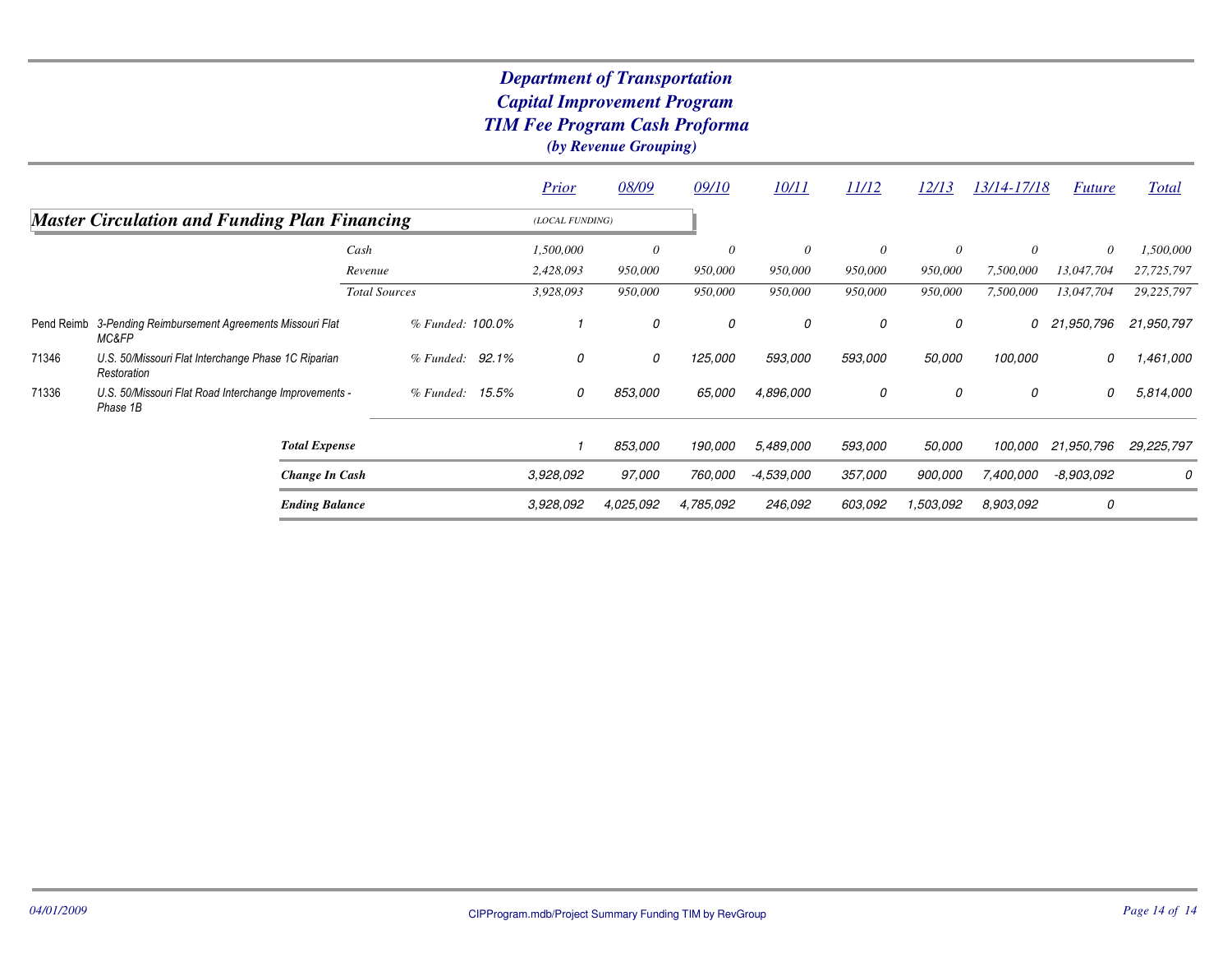# Department of Transportation
## Capital Improvement Program
## TIM Fee Program Cash Proforma
### (by Revenue Grouping)

### Master Circulation and Funding Plan Financing

(LOCAL FUNDING)

| | | | | Prior | 08/09 | 09/10 | 10/11 | 11/12 | 12/13 | 13/14-17/18 | Future | Total |
|---|---|---|---|---|---|---|---|---|---|---|---|---|
| | | Cash | | 1,500,000 | 0 | 0 | 0 | 0 | 0 | 0 | 0 | 1,500,000 |
| | | Revenue | | 2,428,093 | 950,000 | 950,000 | 950,000 | 950,000 | 950,000 | 7,500,000 | 13,047,704 | 27,725,797 |
| | | Total Sources | | 3,928,093 | 950,000 | 950,000 | 950,000 | 950,000 | 950,000 | 7,500,000 | 13,047,704 | 29,225,797 |
| Pend Reimb | 3-Pending Reimbursement Agreements Missouri Flat MC&FP | | % Funded: 100.0% | 1 | 0 | 0 | 0 | 0 | 0 | 0 | 21,950,796 | 21,950,797 |
| 71346 | U.S. 50/Missouri Flat Interchange Phase 1C Riparian Restoration | | % Funded: 92.1% | 0 | 0 | 125,000 | 593,000 | 593,000 | 50,000 | 100,000 | 0 | 1,461,000 |
| 71336 | U.S. 50/Missouri Flat Road Interchange Improvements - Phase 1B | | % Funded: 15.5% | 0 | 853,000 | 65,000 | 4,896,000 | 0 | 0 | 0 | 0 | 5,814,000 |
| | **Total Expense** | | | 1 | 853,000 | 190,000 | 5,489,000 | 593,000 | 50,000 | 100,000 | 21,950,796 | 29,225,797 |
| | **Change In Cash** | | | 3,928,092 | 97,000 | 760,000 | -4,539,000 | 357,000 | 900,000 | 7,400,000 | -8,903,092 | 0 |
| | **Ending Balance** | | | 3,928,092 | 4,025,092 | 4,785,092 | 246,092 | 603,092 | 1,503,092 | 8,903,092 | 0 | |

04/01/2009 — CIPProgram.mdb/Project Summary Funding TIM by RevGroup